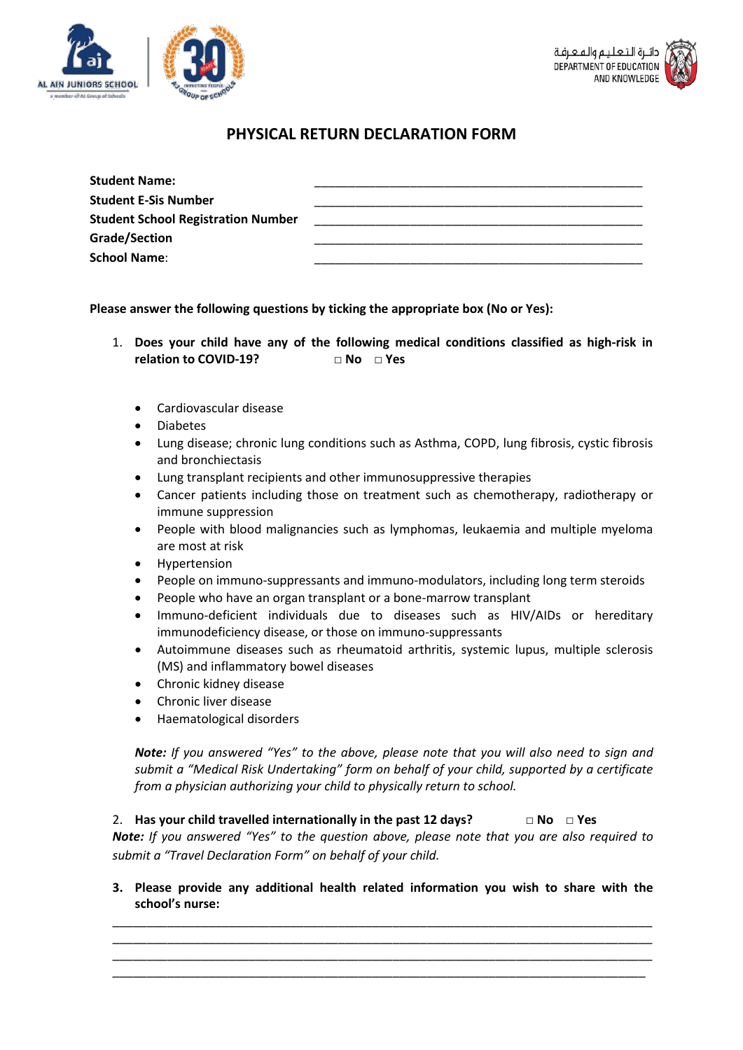AL AIN JUNIORS SCHOOL

دائـرة التعليم والمعرفة
DEPARTMENT OF EDUCATION AND KNOWLEDGE

# PHYSICAL RETURN DECLARATION FORM

**Student Name:** ____________________________________________

**Student E-Sis Number** ____________________________________________

**Student School Registration Number** ____________________________________________

**Grade/Section** ____________________________________________

**School Name**: ____________________________________________

**Please answer the following questions by ticking the appropriate box (No or Yes):**

1. **Does your child have any of the following medical conditions classified as high-risk in relation to COVID-19?** **□ No □ Yes**

- Cardiovascular disease
- Diabetes
- Lung disease; chronic lung conditions such as Asthma, COPD, lung fibrosis, cystic fibrosis and bronchiectasis
- Lung transplant recipients and other immunosuppressive therapies
- Cancer patients including those on treatment such as chemotherapy, radiotherapy or immune suppression
- People with blood malignancies such as lymphomas, leukaemia and multiple myeloma are most at risk
- Hypertension
- People on immuno-suppressants and immuno-modulators, including long term steroids
- People who have an organ transplant or a bone-marrow transplant
- Immuno-deficient individuals due to diseases such as HIV/AIDs or hereditary immunodeficiency disease, or those on immuno-suppressants
- Autoimmune diseases such as rheumatoid arthritis, systemic lupus, multiple sclerosis (MS) and inflammatory bowel diseases
- Chronic kidney disease
- Chronic liver disease
- Haematological disorders

***Note:*** *If you answered "Yes" to the above, please note that you will also need to sign and submit a "Medical Risk Undertaking" form on behalf of your child, supported by a certificate from a physician authorizing your child to physically return to school.*

2. **Has your child travelled internationally in the past 12 days?** **□ No □ Yes**

***Note:*** *If you answered "Yes" to the question above, please note that you are also required to submit a "Travel Declaration Form" on behalf of your child.*

3. **Please provide any additional health related information you wish to share with the school's nurse:**

________________________________________________________________________________

________________________________________________________________________________

________________________________________________________________________________

________________________________________________________________________________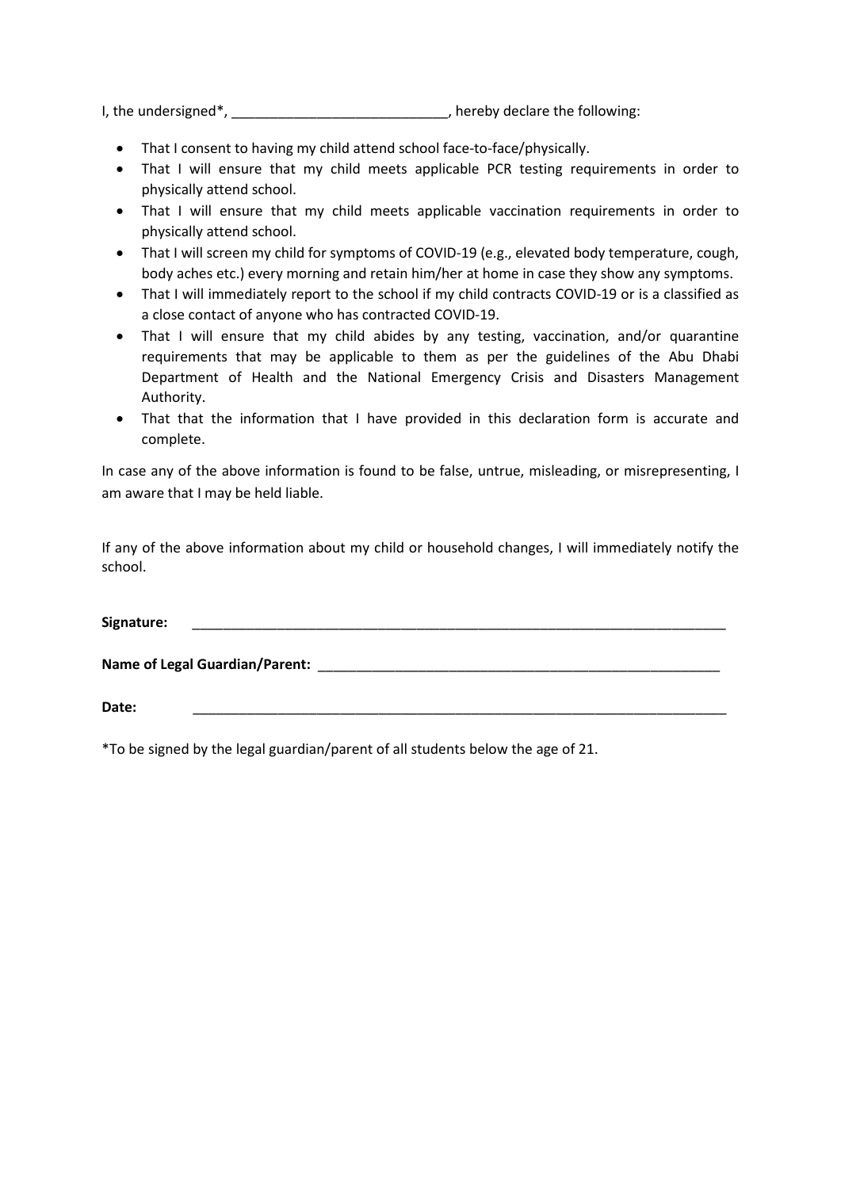I, the undersigned*, ____________________________, hereby declare the following:

- That I consent to having my child attend school face-to-face/physically.
- That I will ensure that my child meets applicable PCR testing requirements in order to physically attend school.
- That I will ensure that my child meets applicable vaccination requirements in order to physically attend school.
- That I will screen my child for symptoms of COVID-19 (e.g., elevated body temperature, cough, body aches etc.) every morning and retain him/her at home in case they show any symptoms.
- That I will immediately report to the school if my child contracts COVID-19 or is a classified as a close contact of anyone who has contracted COVID-19.
- That I will ensure that my child abides by any testing, vaccination, and/or quarantine requirements that may be applicable to them as per the guidelines of the Abu Dhabi Department of Health and the National Emergency Crisis and Disasters Management Authority.
- That that the information that I have provided in this declaration form is accurate and complete.

In case any of the above information is found to be false, untrue, misleading, or misrepresenting, I am aware that I may be held liable.

If any of the above information about my child or household changes, I will immediately notify the school.

**Signature:** ________________________________________________________________________

**Name of Legal Guardian/Parent:** ______________________________________________________

**Date:** ________________________________________________________________________

*To be signed by the legal guardian/parent of all students below the age of 21.